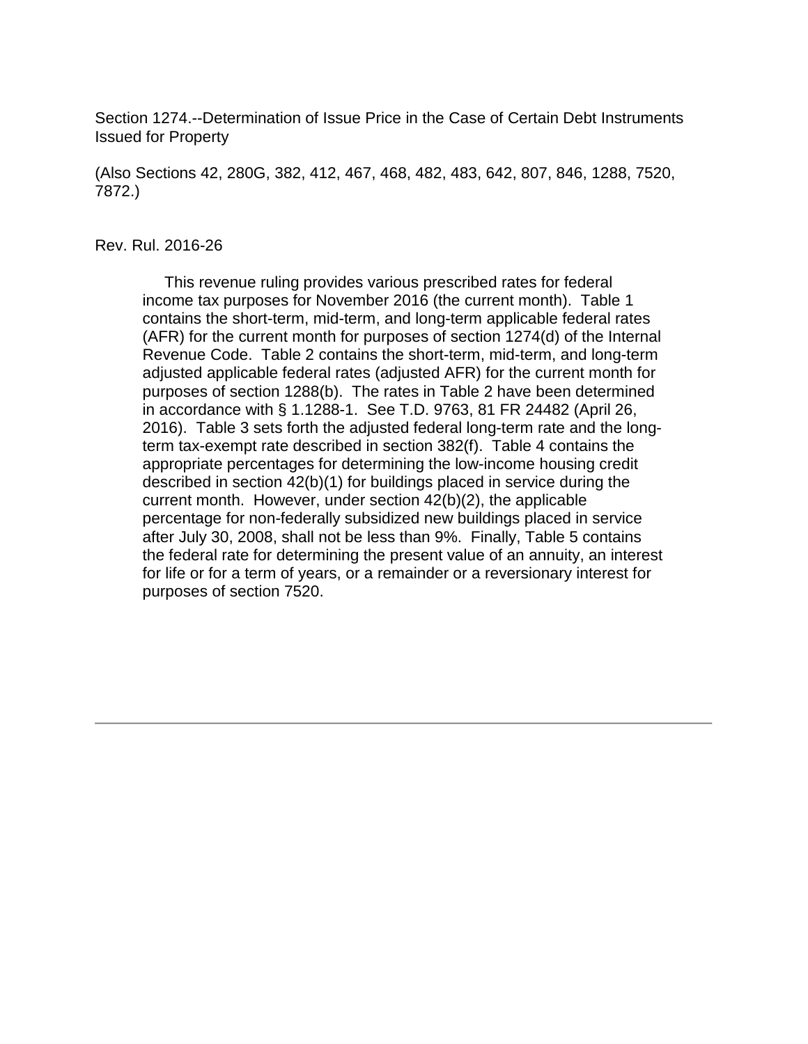Section 1274.--Determination of Issue Price in the Case of Certain Debt Instruments Issued for Property

(Also Sections 42, 280G, 382, 412, 467, 468, 482, 483, 642, 807, 846, 1288, 7520, 7872.)

Rev. Rul. 2016-26

This revenue ruling provides various prescribed rates for federal income tax purposes for November 2016 (the current month). Table 1 contains the short-term, mid-term, and long-term applicable federal rates (AFR) for the current month for purposes of section 1274(d) of the Internal Revenue Code. Table 2 contains the short-term, mid-term, and long-term adjusted applicable federal rates (adjusted AFR) for the current month for purposes of section 1288(b). The rates in Table 2 have been determined in accordance with § 1.1288-1. See T.D. 9763, 81 FR 24482 (April 26, 2016). Table 3 sets forth the adjusted federal long-term rate and the long-term tax-exempt rate described in section 382(f). Table 4 contains the appropriate percentages for determining the low-income housing credit described in section 42(b)(1) for buildings placed in service during the current month. However, under section 42(b)(2), the applicable percentage for non-federally subsidized new buildings placed in service after July 30, 2008, shall not be less than 9%. Finally, Table 5 contains the federal rate for determining the present value of an annuity, an interest for life or for a term of years, or a remainder or a reversionary interest for purposes of section 7520.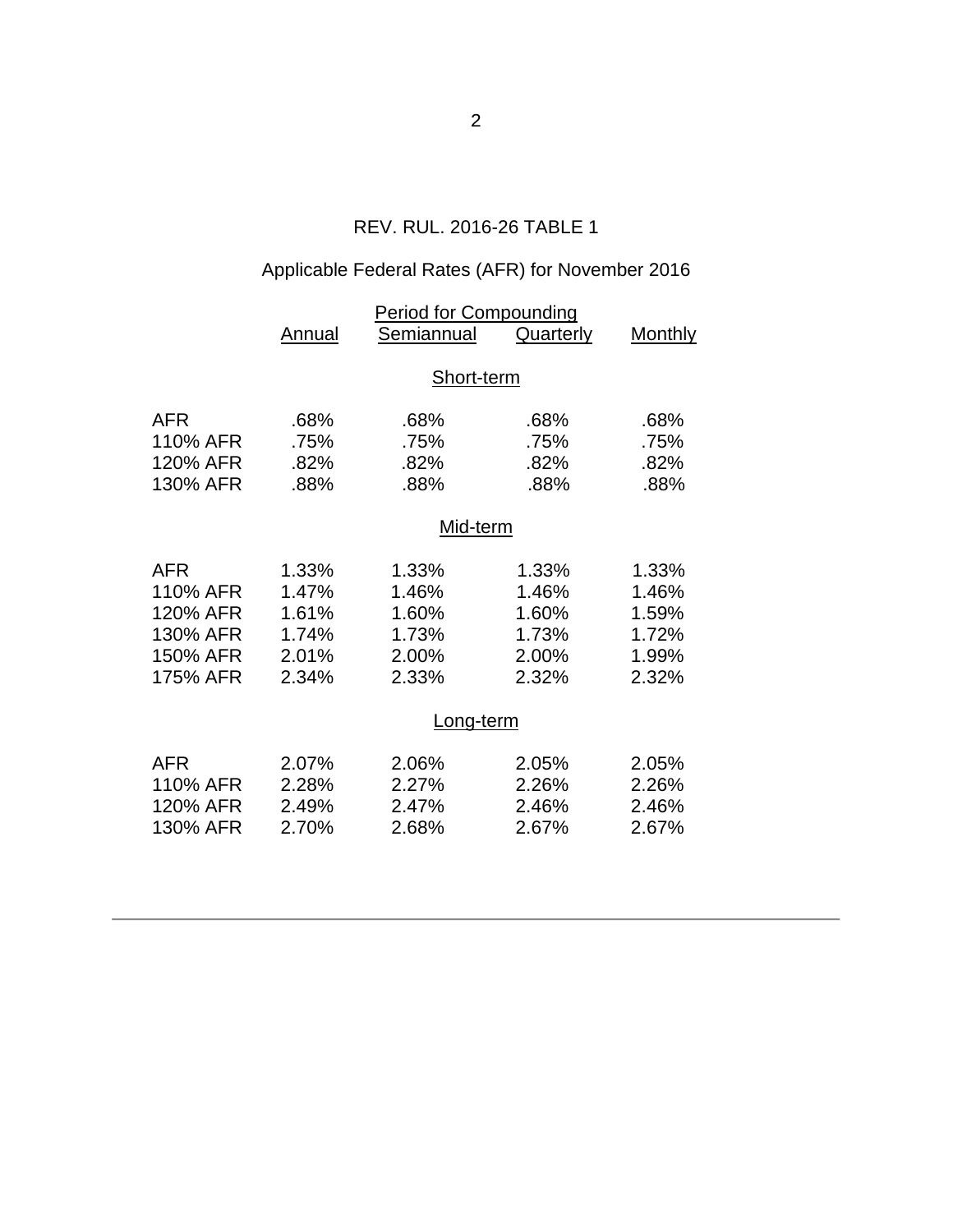REV. RUL. 2016-26 TABLE 1

Applicable Federal Rates (AFR) for November 2016

| | Period for Compounding | | | |
|---|---|---|---|---|
| | Annual | Semiannual | Quarterly | Monthly |
| | | **Short-term** | | |
| AFR | .68% | .68% | .68% | .68% |
| 110% AFR | .75% | .75% | .75% | .75% |
| 120% AFR | .82% | .82% | .82% | .82% |
| 130% AFR | .88% | .88% | .88% | .88% |
| | | **Mid-term** | | |
| AFR | 1.33% | 1.33% | 1.33% | 1.33% |
| 110% AFR | 1.47% | 1.46% | 1.46% | 1.46% |
| 120% AFR | 1.61% | 1.60% | 1.60% | 1.59% |
| 130% AFR | 1.74% | 1.73% | 1.73% | 1.72% |
| 150% AFR | 2.01% | 2.00% | 2.00% | 1.99% |
| 175% AFR | 2.34% | 2.33% | 2.32% | 2.32% |
| | | **Long-term** | | |
| AFR | 2.07% | 2.06% | 2.05% | 2.05% |
| 110% AFR | 2.28% | 2.27% | 2.26% | 2.26% |
| 120% AFR | 2.49% | 2.47% | 2.46% | 2.46% |
| 130% AFR | 2.70% | 2.68% | 2.67% | 2.67% |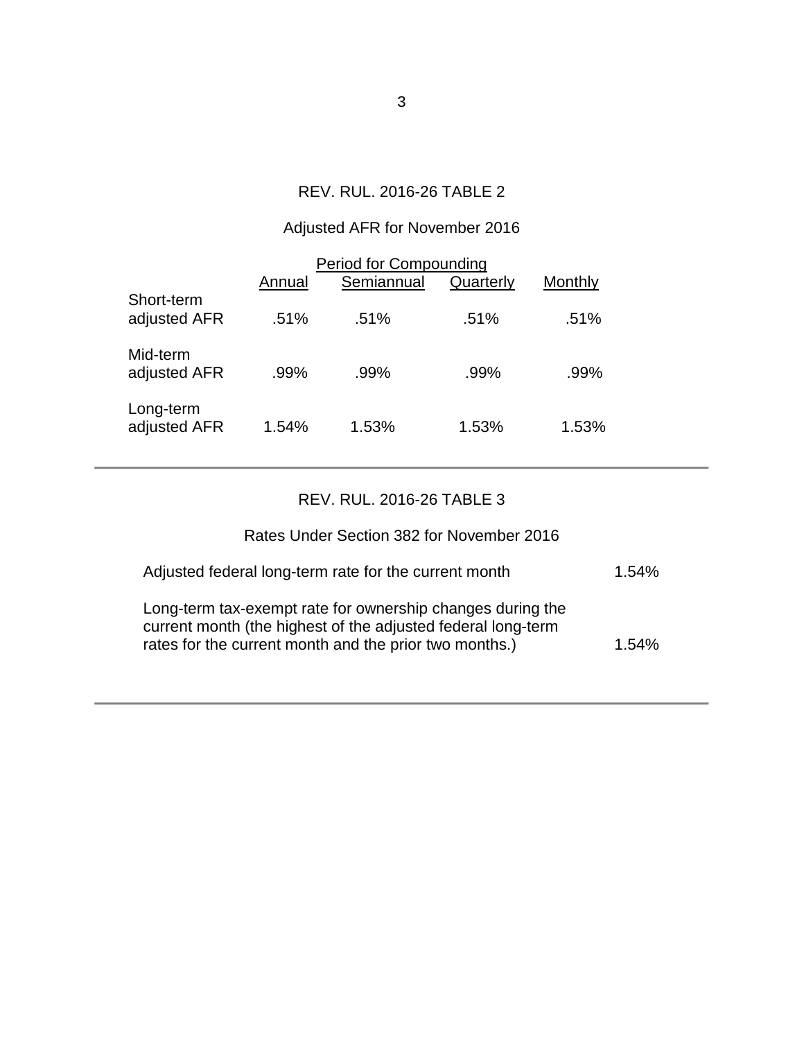## REV. RUL. 2016-26 TABLE 2

Adjusted AFR for November 2016

| | Period for Compounding | | | |
|---|---|---|---|---|
| | Annual | Semiannual | Quarterly | Monthly |
| Short-term adjusted AFR | .51% | .51% | .51% | .51% |
| Mid-term adjusted AFR | .99% | .99% | .99% | .99% |
| Long-term adjusted AFR | 1.54% | 1.53% | 1.53% | 1.53% |

---

## REV. RUL. 2016-26 TABLE 3

Rates Under Section 382 for November 2016

| | |
|---|---|
| Adjusted federal long-term rate for the current month | 1.54% |
| Long-term tax-exempt rate for ownership changes during the current month (the highest of the adjusted federal long-term rates for the current month and the prior two months.) | 1.54% |

---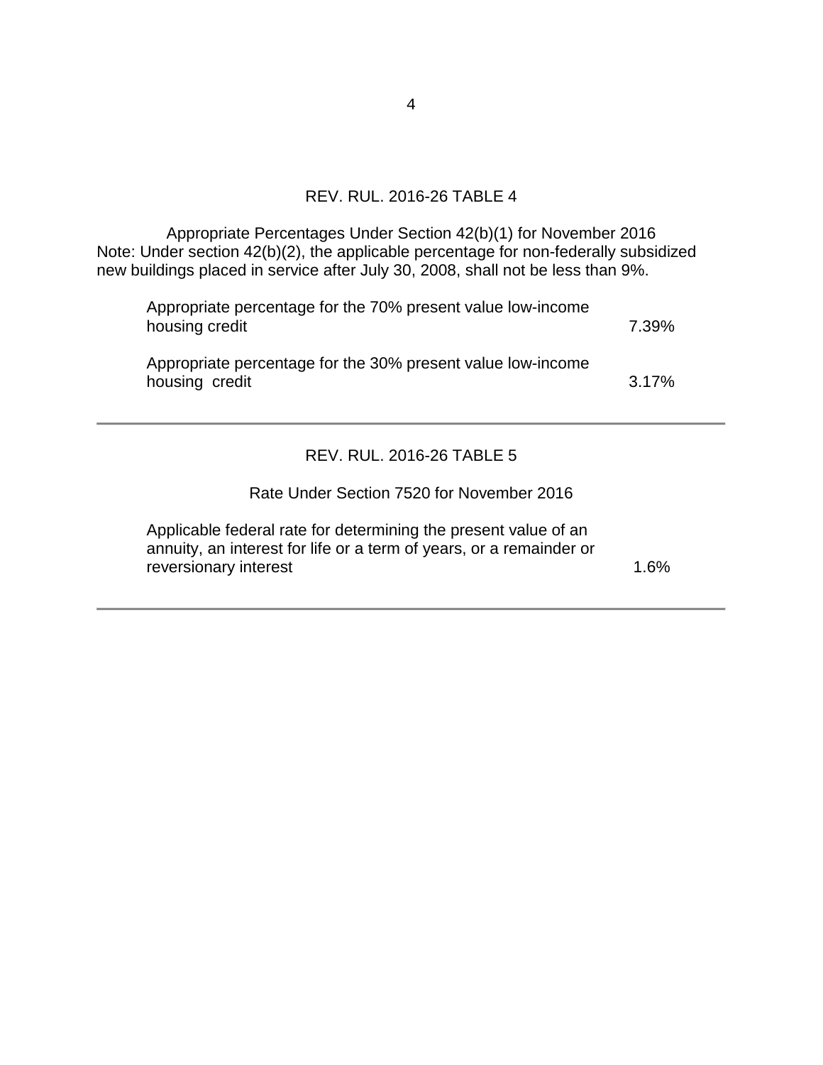## REV. RUL. 2016-26 TABLE 4

Appropriate Percentages Under Section 42(b)(1) for November 2016

Note: Under section 42(b)(2), the applicable percentage for non-federally subsidized new buildings placed in service after July 30, 2008, shall not be less than 9%.

| | |
|---|---|
| Appropriate percentage for the 70% present value low-income housing credit | 7.39% |
| Appropriate percentage for the 30% present value low-income housing credit | 3.17% |

---

## REV. RUL. 2016-26 TABLE 5

Rate Under Section 7520 for November 2016

| | |
|---|---|
| Applicable federal rate for determining the present value of an annuity, an interest for life or a term of years, or a remainder or reversionary interest | 1.6% |

---